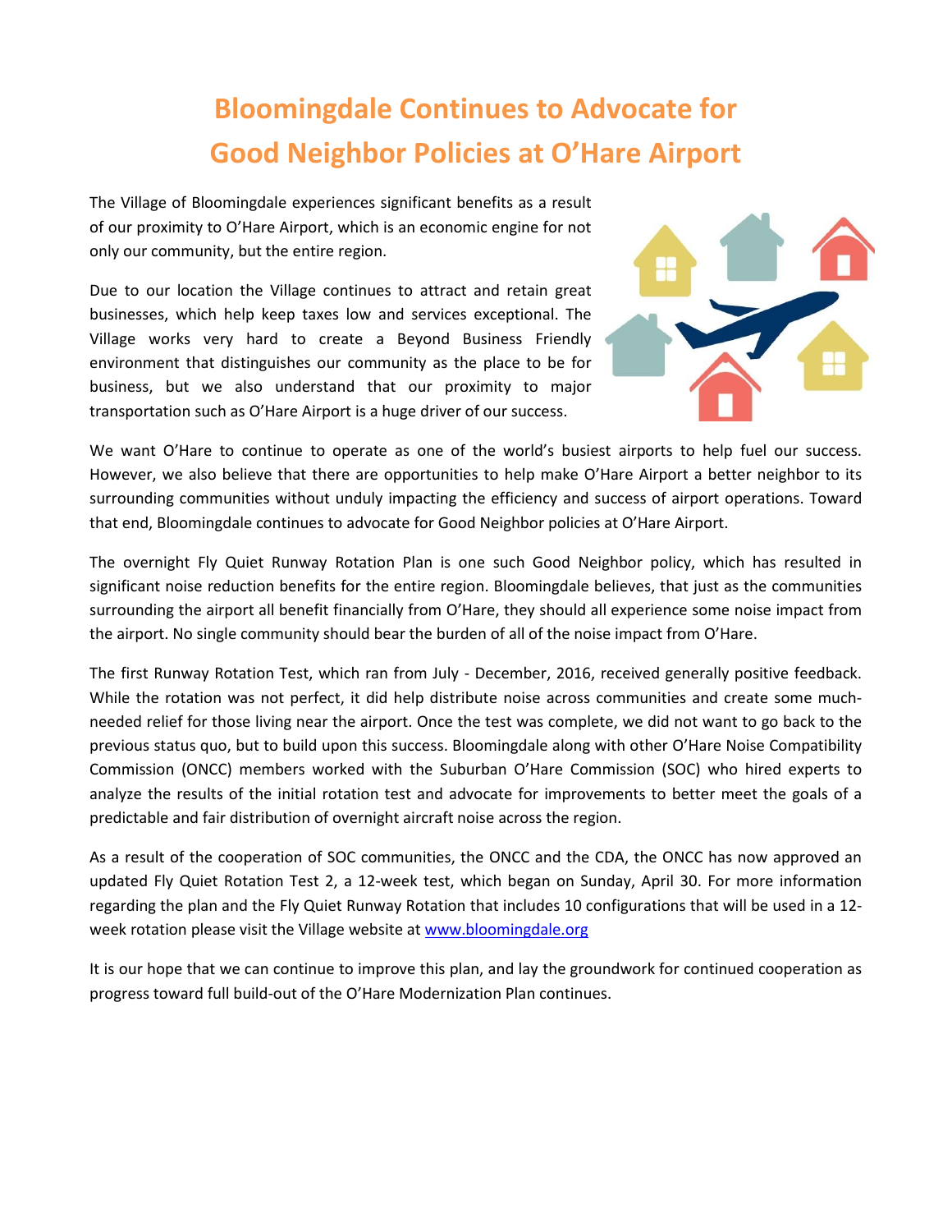# Bloomingdale Continues to Advocate for Good Neighbor Policies at O'Hare Airport

The Village of Bloomingdale experiences significant benefits as a result of our proximity to O'Hare Airport, which is an economic engine for not only our community, but the entire region.

Due to our location the Village continues to attract and retain great businesses, which help keep taxes low and services exceptional. The Village works very hard to create a Beyond Business Friendly environment that distinguishes our community as the place to be for business, but we also understand that our proximity to major transportation such as O'Hare Airport is a huge driver of our success.

We want O'Hare to continue to operate as one of the world's busiest airports to help fuel our success. However, we also believe that there are opportunities to help make O'Hare Airport a better neighbor to its surrounding communities without unduly impacting the efficiency and success of airport operations. Toward that end, Bloomingdale continues to advocate for Good Neighbor policies at O'Hare Airport.

The overnight Fly Quiet Runway Rotation Plan is one such Good Neighbor policy, which has resulted in significant noise reduction benefits for the entire region. Bloomingdale believes, that just as the communities surrounding the airport all benefit financially from O'Hare, they should all experience some noise impact from the airport. No single community should bear the burden of all of the noise impact from O'Hare.

The first Runway Rotation Test, which ran from July - December, 2016, received generally positive feedback. While the rotation was not perfect, it did help distribute noise across communities and create some much-needed relief for those living near the airport. Once the test was complete, we did not want to go back to the previous status quo, but to build upon this success. Bloomingdale along with other O'Hare Noise Compatibility Commission (ONCC) members worked with the Suburban O'Hare Commission (SOC) who hired experts to analyze the results of the initial rotation test and advocate for improvements to better meet the goals of a predictable and fair distribution of overnight aircraft noise across the region.

As a result of the cooperation of SOC communities, the ONCC and the CDA, the ONCC has now approved an updated Fly Quiet Rotation Test 2, a 12-week test, which began on Sunday, April 30. For more information regarding the plan and the Fly Quiet Runway Rotation that includes 10 configurations that will be used in a 12-week rotation please visit the Village website at [www.bloomingdale.org](http://www.bloomingdale.org)

It is our hope that we can continue to improve this plan, and lay the groundwork for continued cooperation as progress toward full build-out of the O'Hare Modernization Plan continues.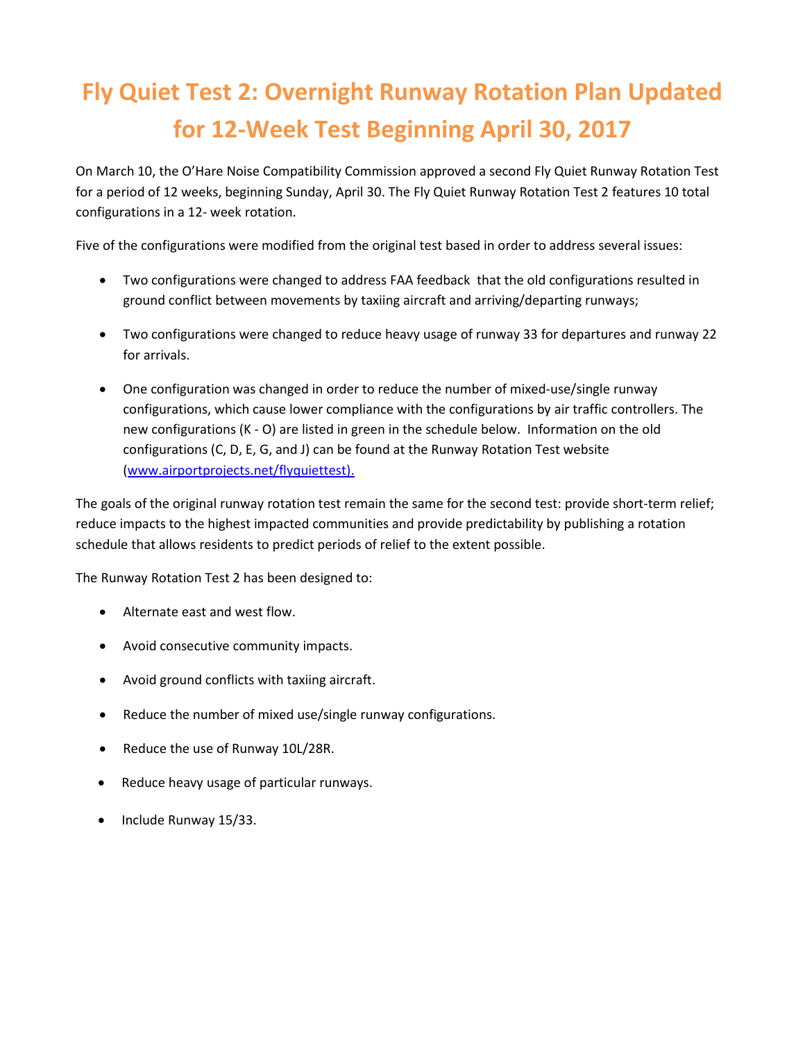# Fly Quiet Test 2: Overnight Runway Rotation Plan Updated for 12-Week Test Beginning April 30, 2017

On March 10, the O'Hare Noise Compatibility Commission approved a second Fly Quiet Runway Rotation Test for a period of 12 weeks, beginning Sunday, April 30. The Fly Quiet Runway Rotation Test 2 features 10 total configurations in a 12- week rotation.

Five of the configurations were modified from the original test based in order to address several issues:

- Two configurations were changed to address FAA feedback that the old configurations resulted in ground conflict between movements by taxiing aircraft and arriving/departing runways;
- Two configurations were changed to reduce heavy usage of runway 33 for departures and runway 22 for arrivals.
- One configuration was changed in order to reduce the number of mixed-use/single runway configurations, which cause lower compliance with the configurations by air traffic controllers. The new configurations (K - O) are listed in green in the schedule below. Information on the old configurations (C, D, E, G, and J) can be found at the Runway Rotation Test website (www.airportprojects.net/flyquiettest).

The goals of the original runway rotation test remain the same for the second test: provide short-term relief; reduce impacts to the highest impacted communities and provide predictability by publishing a rotation schedule that allows residents to predict periods of relief to the extent possible.

The Runway Rotation Test 2 has been designed to:

- Alternate east and west flow.
- Avoid consecutive community impacts.
- Avoid ground conflicts with taxiing aircraft.
- Reduce the number of mixed use/single runway configurations.
- Reduce the use of Runway 10L/28R.
- Reduce heavy usage of particular runways.
- Include Runway 15/33.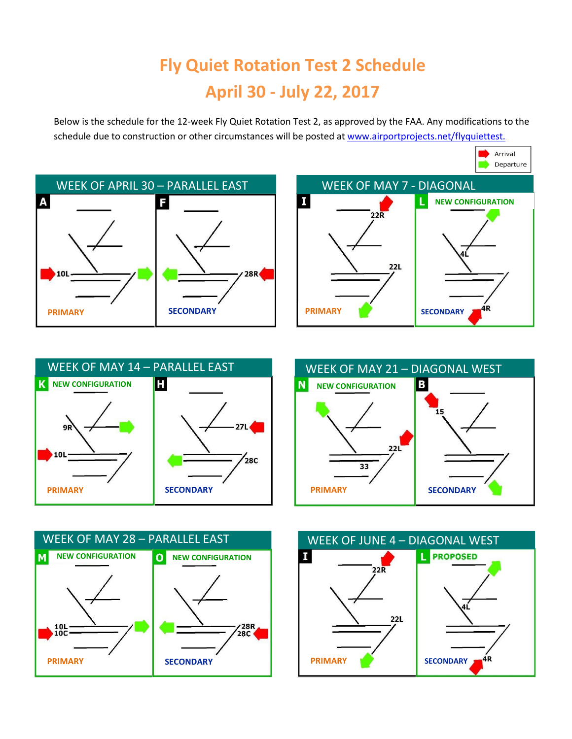# Fly Quiet Rotation Test 2 Schedule

## April 30 - July 22, 2017

Below is the schedule for the 12-week Fly Quiet Rotation Test 2, as approved by the FAA. Any modifications to the schedule due to construction or other circumstances will be posted at www.airportprojects.net/flyquiettest.

Arrival
Departure

### WEEK OF APRIL 30 – PARALLEL EAST

**A**
10L
PRIMARY

**F**
28R
SECONDARY

### WEEK OF MAY 7 - DIAGONAL

**I**
22R
22L
PRIMARY

**L** NEW CONFIGURATION
4L
4R
SECONDARY

### WEEK OF MAY 14 – PARALLEL EAST

**K** NEW CONFIGURATION
9R
10L
PRIMARY

**H**
27L
28C
SECONDARY

### WEEK OF MAY 21 – DIAGONAL WEST

**N** NEW CONFIGURATION
22L
33
PRIMARY

**B**
15
SECONDARY

### WEEK OF MAY 28 – PARALLEL EAST

**M** NEW CONFIGURATION
10L
10C
PRIMARY

**O** NEW CONFIGURATION
28R
28C
SECONDARY

### WEEK OF JUNE 4 – DIAGONAL WEST

**I**
22R
22L
PRIMARY

**L** PROPOSED
4L
4R
SECONDARY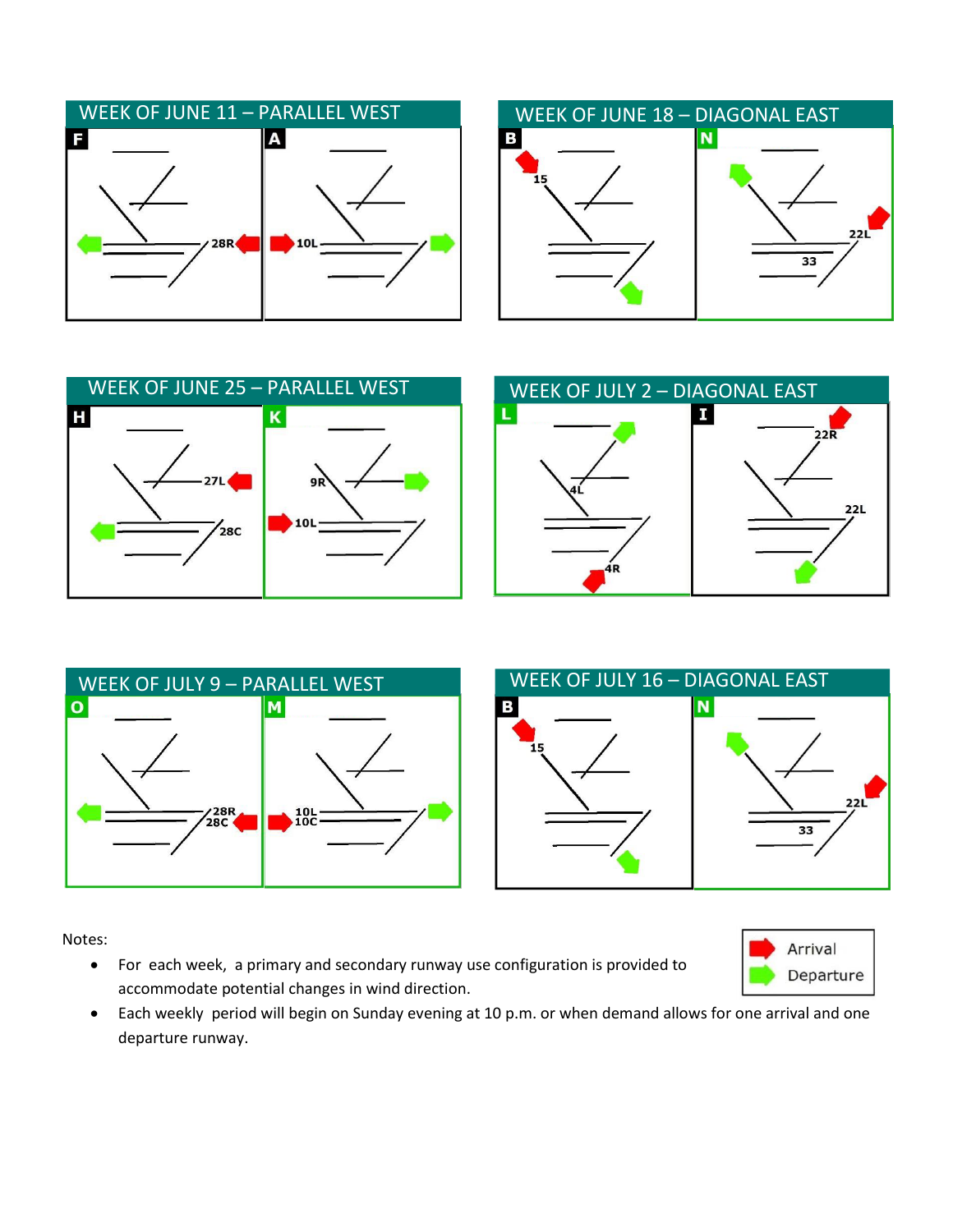## WEEK OF JUNE 11 – PARALLEL WEST

**F** — 28R (Arrival), Departure west

**A** — 10L (Arrival), Departure east

## WEEK OF JUNE 18 – DIAGONAL EAST

**B** — 15 (Arrival), Departure southeast

**N** — 22L (Arrival), 33 (Departure)

## WEEK OF JUNE 25 – PARALLEL WEST

**H** — 27L (Arrival), 28C (Departure)

**K** — 10L (Arrival), 9R (Departure)

## WEEK OF JULY 2 – DIAGONAL EAST

**L** — 4R (Arrival), 4L (Departure)

**I** — 22R (Arrival), 22L (Departure)

## WEEK OF JULY 9 – PARALLEL WEST

**O** — 28R / 28C (Arrival), Departure west

**M** — 10L / 10C (Arrival), Departure east

## WEEK OF JULY 16 – DIAGONAL EAST

**B** — 15 (Arrival), Departure southeast

**N** — 22L (Arrival), 33 (Departure)

Legend: Arrival (red arrow), Departure (green arrow)

Notes:

- For each week, a primary and secondary runway use configuration is provided to accommodate potential changes in wind direction.
- Each weekly period will begin on Sunday evening at 10 p.m. or when demand allows for one arrival and one departure runway.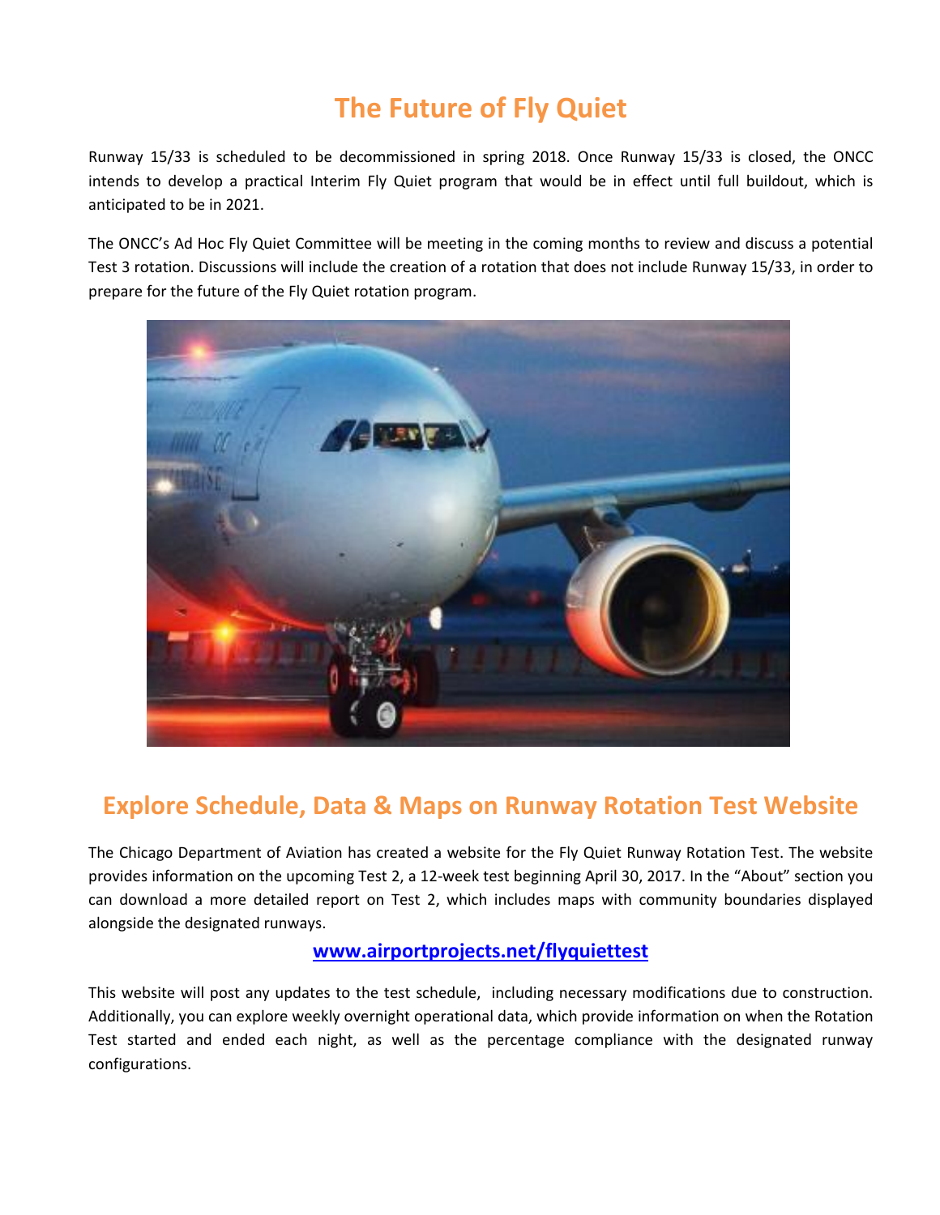# The Future of Fly Quiet

Runway 15/33 is scheduled to be decommissioned in spring 2018. Once Runway 15/33 is closed, the ONCC intends to develop a practical Interim Fly Quiet program that would be in effect until full buildout, which is anticipated to be in 2021.

The ONCC's Ad Hoc Fly Quiet Committee will be meeting in the coming months to review and discuss a potential Test 3 rotation. Discussions will include the creation of a rotation that does not include Runway 15/33, in order to prepare for the future of the Fly Quiet rotation program.

# Explore Schedule, Data & Maps on Runway Rotation Test Website

The Chicago Department of Aviation has created a website for the Fly Quiet Runway Rotation Test. The website provides information on the upcoming Test 2, a 12-week test beginning April 30, 2017. In the "About" section you can download a more detailed report on Test 2, which includes maps with community boundaries displayed alongside the designated runways.

**www.airportprojects.net/flyquiettest**

This website will post any updates to the test schedule, including necessary modifications due to construction. Additionally, you can explore weekly overnight operational data, which provide information on when the Rotation Test started and ended each night, as well as the percentage compliance with the designated runway configurations.